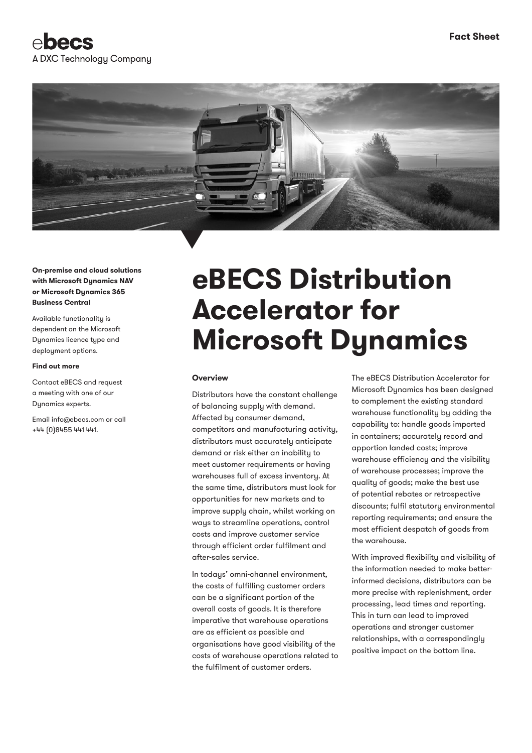eBECS
A DXC Technology Company

Fact Sheet

# eBECS Distribution Accelerator for Microsoft Dynamics

**On-premise and cloud solutions with Microsoft Dynamics NAV or Microsoft Dynamics 365 Business Central**

Available functionality is dependent on the Microsoft Dynamics licence type and deployment options.

**Find out more**

Contact eBECS and request a meeting with one of our Dynamics experts.

Email info@ebecs.com or call +44 (0)8455 441 441.

#### Overview

Distributors have the constant challenge of balancing supply with demand. Affected by consumer demand, competitors and manufacturing activity, distributors must accurately anticipate demand or risk either an inability to meet customer requirements or having warehouses full of excess inventory. At the same time, distributors must look for opportunities for new markets and to improve supply chain, whilst working on ways to streamline operations, control costs and improve customer service through efficient order fulfilment and after-sales service.

In todays' omni-channel environment, the costs of fulfilling customer orders can be a significant portion of the overall costs of goods. It is therefore imperative that warehouse operations are as efficient as possible and organisations have good visibility of the costs of warehouse operations related to the fulfilment of customer orders.

The eBECS Distribution Accelerator for Microsoft Dynamics has been designed to complement the existing standard warehouse functionality by adding the capability to: handle goods imported in containers; accurately record and apportion landed costs; improve warehouse efficiency and the visibility of warehouse processes; improve the quality of goods; make the best use of potential rebates or retrospective discounts; fulfil statutory environmental reporting requirements; and ensure the most efficient despatch of goods from the warehouse.

With improved flexibility and visibility of the information needed to make better-informed decisions, distributors can be more precise with replenishment, order processing, lead times and reporting. This in turn can lead to improved operations and stronger customer relationships, with a correspondingly positive impact on the bottom line.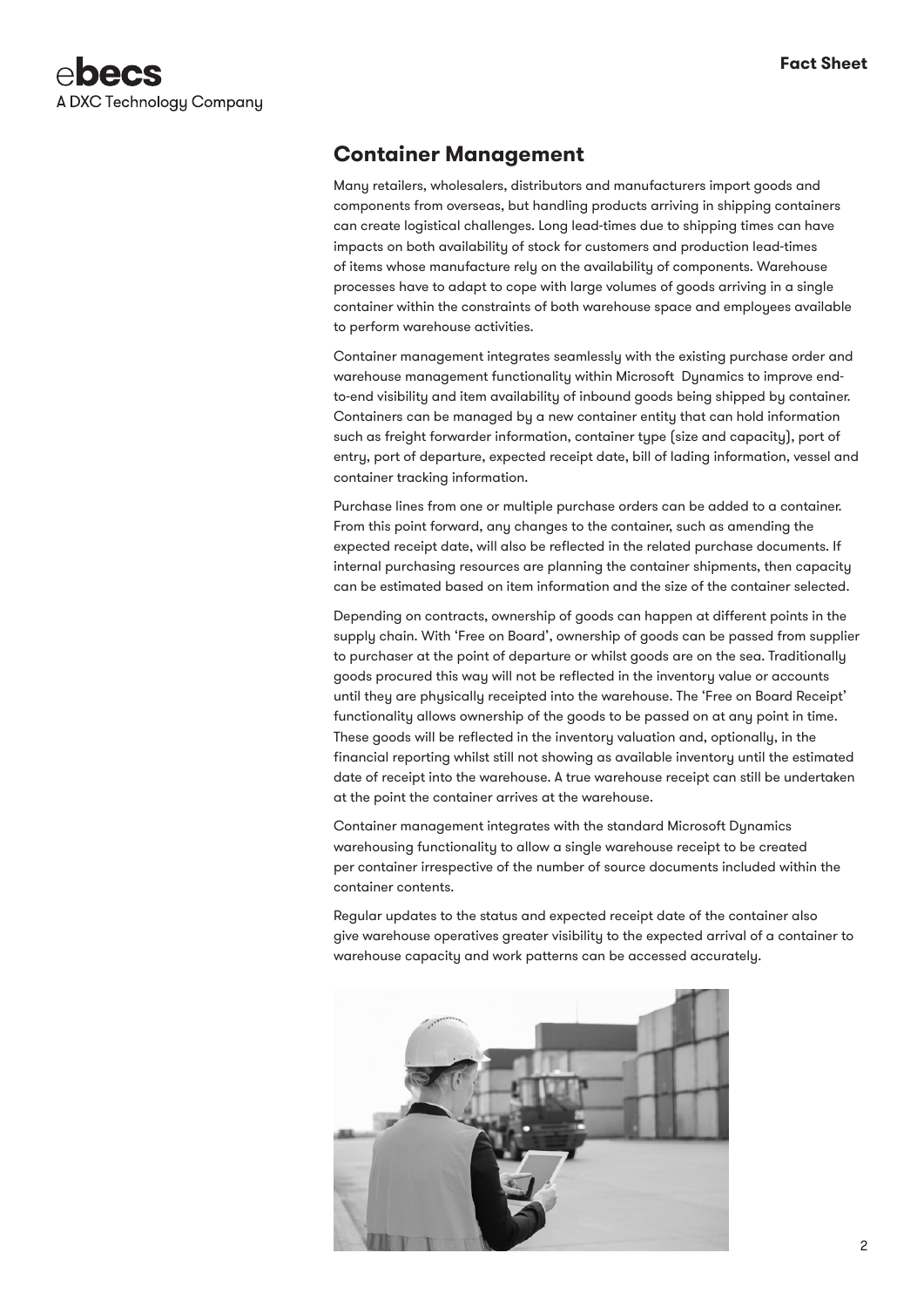## Container Management

Many retailers, wholesalers, distributors and manufacturers import goods and components from overseas, but handling products arriving in shipping containers can create logistical challenges. Long lead-times due to shipping times can have impacts on both availability of stock for customers and production lead-times of items whose manufacture rely on the availability of components. Warehouse processes have to adapt to cope with large volumes of goods arriving in a single container within the constraints of both warehouse space and employees available to perform warehouse activities.

Container management integrates seamlessly with the existing purchase order and warehouse management functionality within Microsoft Dynamics to improve end-to-end visibility and item availability of inbound goods being shipped by container. Containers can be managed by a new container entity that can hold information such as freight forwarder information, container type (size and capacity), port of entry, port of departure, expected receipt date, bill of lading information, vessel and container tracking information.

Purchase lines from one or multiple purchase orders can be added to a container. From this point forward, any changes to the container, such as amending the expected receipt date, will also be reflected in the related purchase documents. If internal purchasing resources are planning the container shipments, then capacity can be estimated based on item information and the size of the container selected.

Depending on contracts, ownership of goods can happen at different points in the supply chain. With 'Free on Board', ownership of goods can be passed from supplier to purchaser at the point of departure or whilst goods are on the sea. Traditionally goods procured this way will not be reflected in the inventory value or accounts until they are physically receipted into the warehouse. The 'Free on Board Receipt' functionality allows ownership of the goods to be passed on at any point in time. These goods will be reflected in the inventory valuation and, optionally, in the financial reporting whilst still not showing as available inventory until the estimated date of receipt into the warehouse. A true warehouse receipt can still be undertaken at the point the container arrives at the warehouse.

Container management integrates with the standard Microsoft Dynamics warehousing functionality to allow a single warehouse receipt to be created per container irrespective of the number of source documents included within the container contents.

Regular updates to the status and expected receipt date of the container also give warehouse operatives greater visibility to the expected arrival of a container to warehouse capacity and work patterns can be accessed accurately.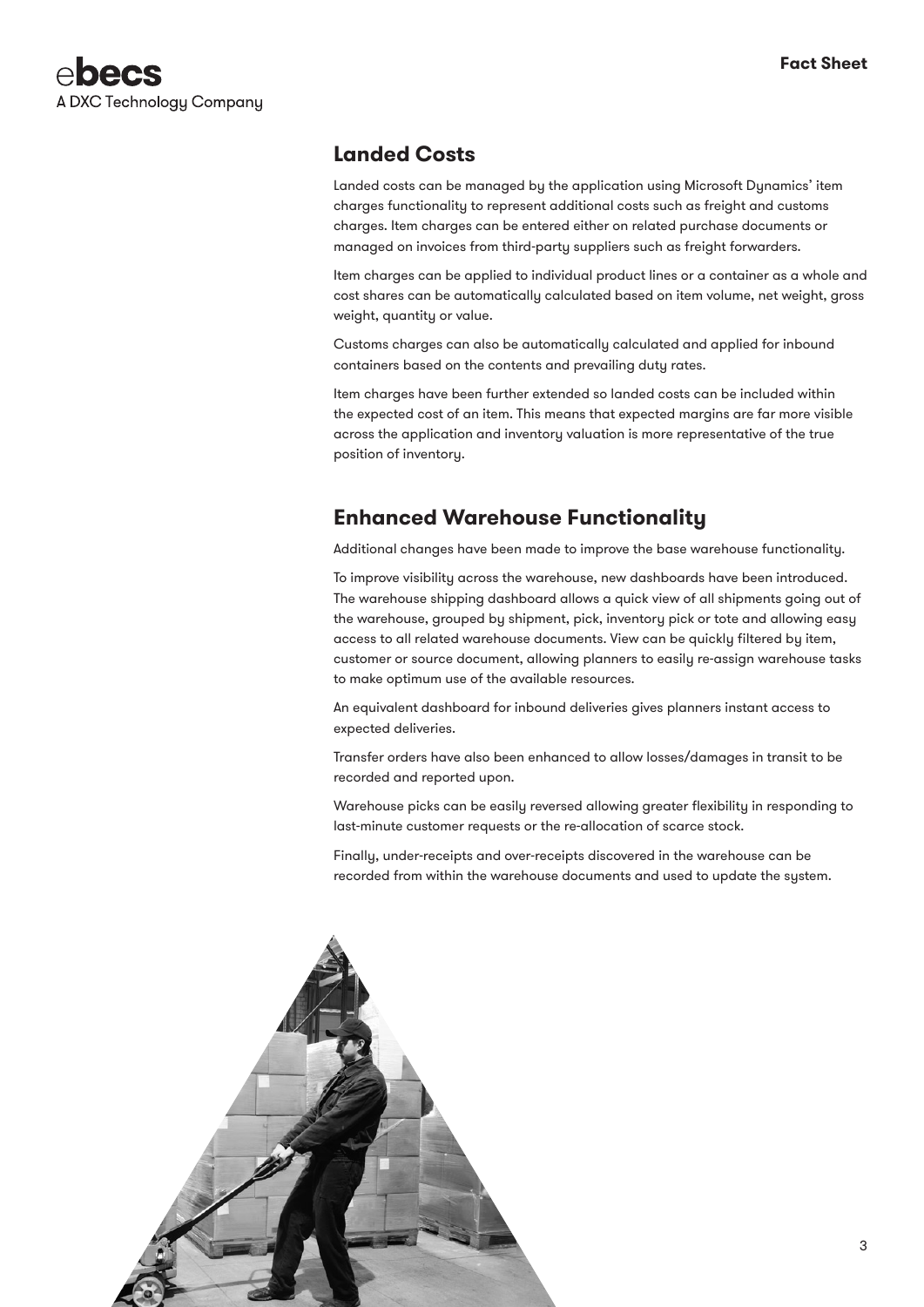## Landed Costs

Landed costs can be managed by the application using Microsoft Dynamics' item charges functionality to represent additional costs such as freight and customs charges. Item charges can be entered either on related purchase documents or managed on invoices from third-party suppliers such as freight forwarders.

Item charges can be applied to individual product lines or a container as a whole and cost shares can be automatically calculated based on item volume, net weight, gross weight, quantity or value.

Customs charges can also be automatically calculated and applied for inbound containers based on the contents and prevailing duty rates.

Item charges have been further extended so landed costs can be included within the expected cost of an item. This means that expected margins are far more visible across the application and inventory valuation is more representative of the true position of inventory.

## Enhanced Warehouse Functionality

Additional changes have been made to improve the base warehouse functionality.

To improve visibility across the warehouse, new dashboards have been introduced. The warehouse shipping dashboard allows a quick view of all shipments going out of the warehouse, grouped by shipment, pick, inventory pick or tote and allowing easy access to all related warehouse documents. View can be quickly filtered by item, customer or source document, allowing planners to easily re-assign warehouse tasks to make optimum use of the available resources.

An equivalent dashboard for inbound deliveries gives planners instant access to expected deliveries.

Transfer orders have also been enhanced to allow losses/damages in transit to be recorded and reported upon.

Warehouse picks can be easily reversed allowing greater flexibility in responding to last-minute customer requests or the re-allocation of scarce stock.

Finally, under-receipts and over-receipts discovered in the warehouse can be recorded from within the warehouse documents and used to update the system.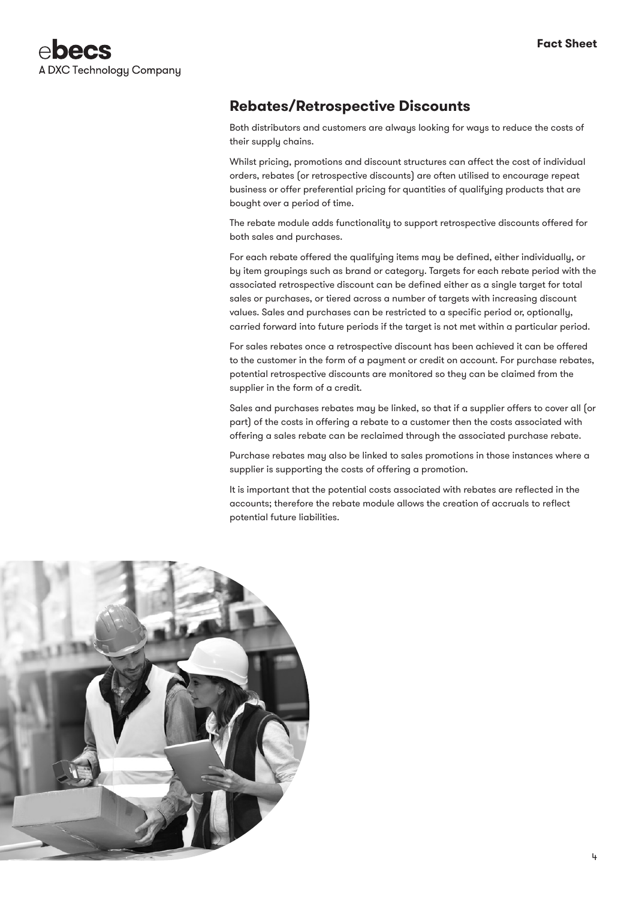## Rebates/Retrospective Discounts

Both distributors and customers are always looking for ways to reduce the costs of their supply chains.

Whilst pricing, promotions and discount structures can affect the cost of individual orders, rebates (or retrospective discounts) are often utilised to encourage repeat business or offer preferential pricing for quantities of qualifying products that are bought over a period of time.

The rebate module adds functionality to support retrospective discounts offered for both sales and purchases.

For each rebate offered the qualifying items may be defined, either individually, or by item groupings such as brand or category. Targets for each rebate period with the associated retrospective discount can be defined either as a single target for total sales or purchases, or tiered across a number of targets with increasing discount values. Sales and purchases can be restricted to a specific period or, optionally, carried forward into future periods if the target is not met within a particular period.

For sales rebates once a retrospective discount has been achieved it can be offered to the customer in the form of a payment or credit on account. For purchase rebates, potential retrospective discounts are monitored so they can be claimed from the supplier in the form of a credit.

Sales and purchases rebates may be linked, so that if a supplier offers to cover all (or part) of the costs in offering a rebate to a customer then the costs associated with offering a sales rebate can be reclaimed through the associated purchase rebate.

Purchase rebates may also be linked to sales promotions in those instances where a supplier is supporting the costs of offering a promotion.

It is important that the potential costs associated with rebates are reflected in the accounts; therefore the rebate module allows the creation of accruals to reflect potential future liabilities.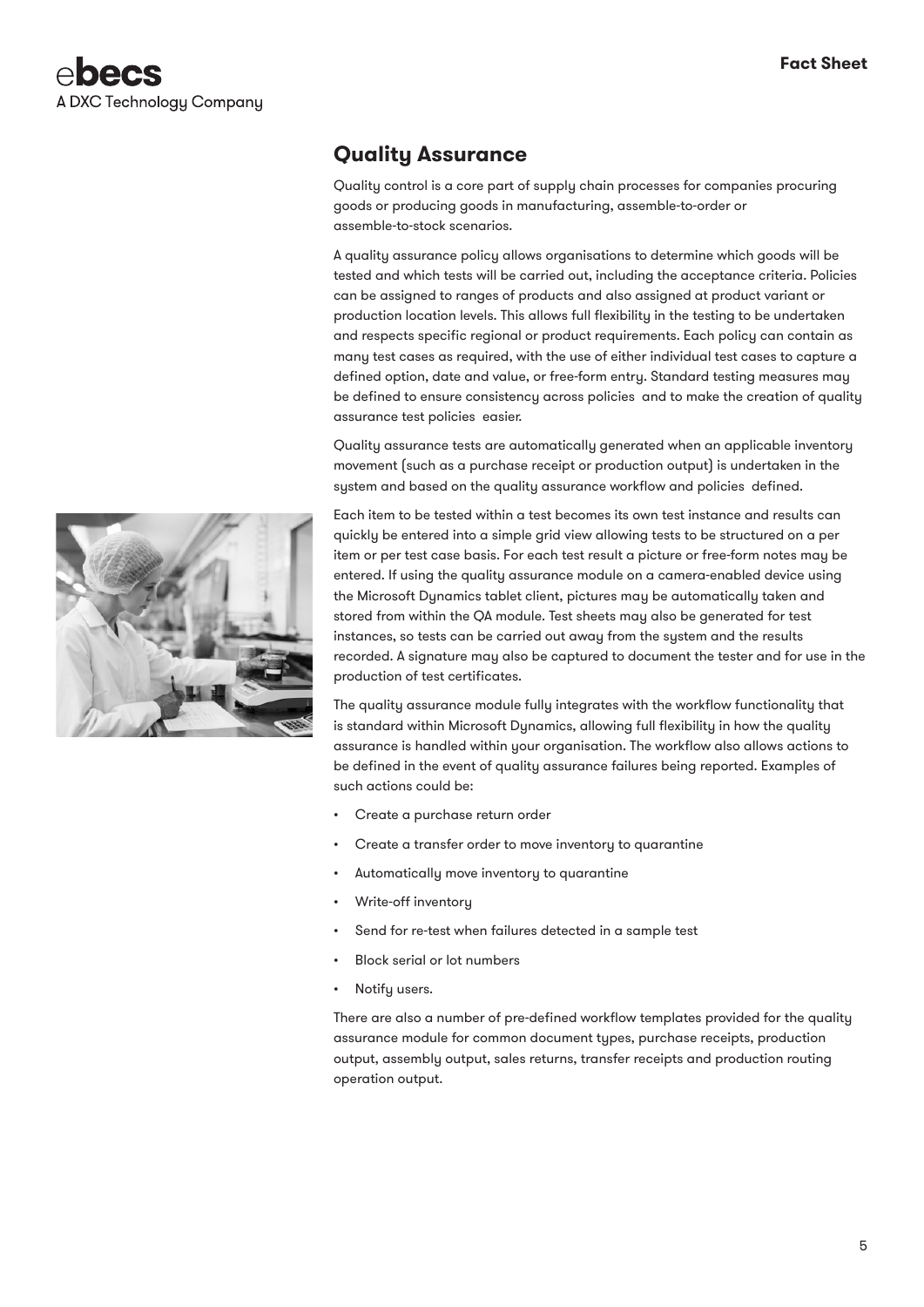## Quality Assurance

Quality control is a core part of supply chain processes for companies procuring goods or producing goods in manufacturing, assemble-to-order or assemble-to-stock scenarios.

A quality assurance policy allows organisations to determine which goods will be tested and which tests will be carried out, including the acceptance criteria. Policies can be assigned to ranges of products and also assigned at product variant or production location levels. This allows full flexibility in the testing to be undertaken and respects specific regional or product requirements. Each policy can contain as many test cases as required, with the use of either individual test cases to capture a defined option, date and value, or free-form entry. Standard testing measures may be defined to ensure consistency across policies and to make the creation of quality assurance test policies easier.

Quality assurance tests are automatically generated when an applicable inventory movement (such as a purchase receipt or production output) is undertaken in the system and based on the quality assurance workflow and policies defined.

Each item to be tested within a test becomes its own test instance and results can quickly be entered into a simple grid view allowing tests to be structured on a per item or per test case basis. For each test result a picture or free-form notes may be entered. If using the quality assurance module on a camera-enabled device using the Microsoft Dynamics tablet client, pictures may be automatically taken and stored from within the QA module. Test sheets may also be generated for test instances, so tests can be carried out away from the system and the results recorded. A signature may also be captured to document the tester and for use in the production of test certificates.

The quality assurance module fully integrates with the workflow functionality that is standard within Microsoft Dynamics, allowing full flexibility in how the quality assurance is handled within your organisation. The workflow also allows actions to be defined in the event of quality assurance failures being reported. Examples of such actions could be:

- Create a purchase return order
- Create a transfer order to move inventory to quarantine
- Automatically move inventory to quarantine
- Write-off inventory
- Send for re-test when failures detected in a sample test
- Block serial or lot numbers
- Notify users.

There are also a number of pre-defined workflow templates provided for the quality assurance module for common document types, purchase receipts, production output, assembly output, sales returns, transfer receipts and production routing operation output.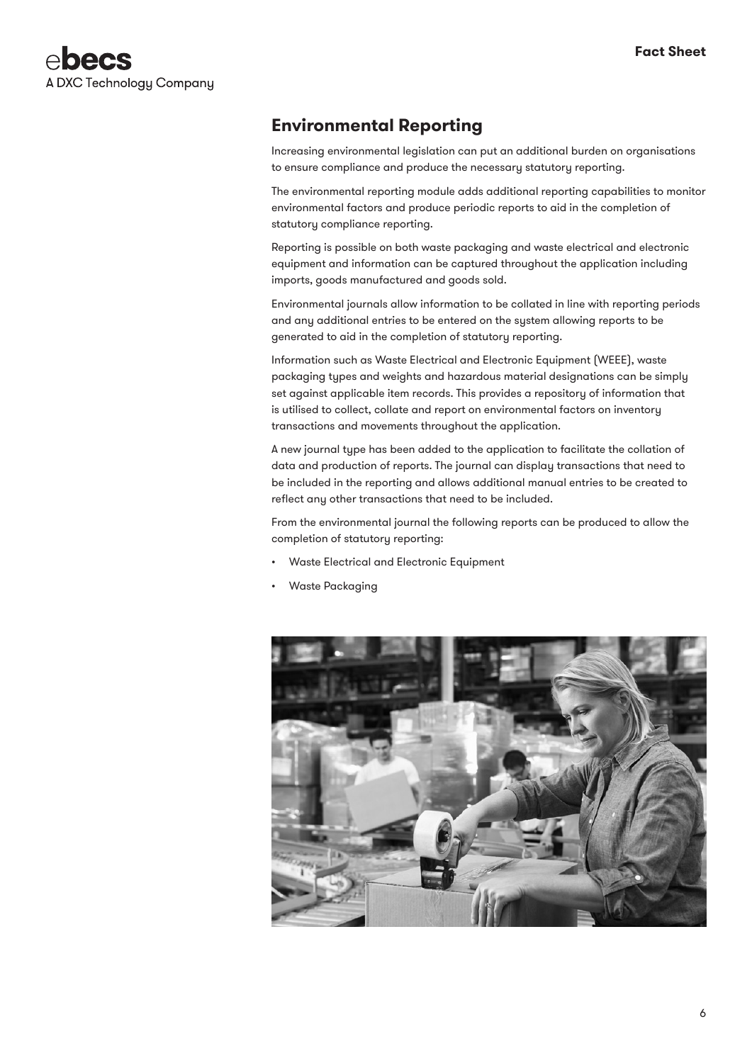## Environmental Reporting

Increasing environmental legislation can put an additional burden on organisations to ensure compliance and produce the necessary statutory reporting.

The environmental reporting module adds additional reporting capabilities to monitor environmental factors and produce periodic reports to aid in the completion of statutory compliance reporting.

Reporting is possible on both waste packaging and waste electrical and electronic equipment and information can be captured throughout the application including imports, goods manufactured and goods sold.

Environmental journals allow information to be collated in line with reporting periods and any additional entries to be entered on the system allowing reports to be generated to aid in the completion of statutory reporting.

Information such as Waste Electrical and Electronic Equipment (WEEE), waste packaging types and weights and hazardous material designations can be simply set against applicable item records. This provides a repository of information that is utilised to collect, collate and report on environmental factors on inventory transactions and movements throughout the application.

A new journal type has been added to the application to facilitate the collation of data and production of reports. The journal can display transactions that need to be included in the reporting and allows additional manual entries to be created to reflect any other transactions that need to be included.

From the environmental journal the following reports can be produced to allow the completion of statutory reporting:

- Waste Electrical and Electronic Equipment
- Waste Packaging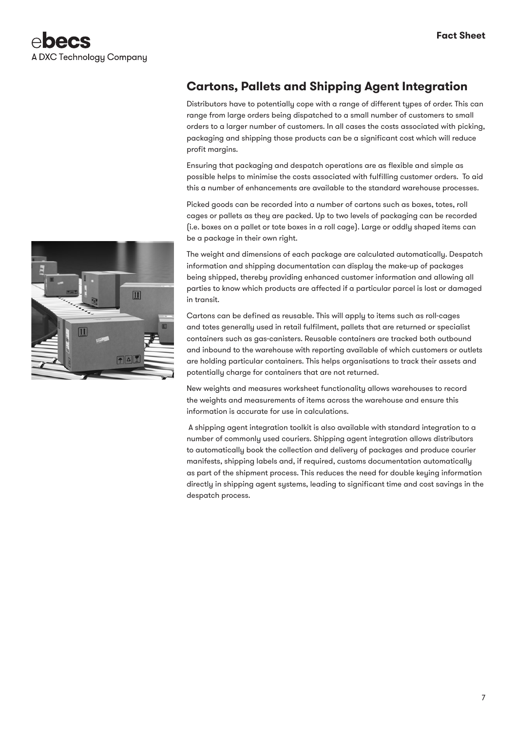## Cartons, Pallets and Shipping Agent Integration

Distributors have to potentially cope with a range of different types of order. This can range from large orders being dispatched to a small number of customers to small orders to a larger number of customers. In all cases the costs associated with picking, packaging and shipping those products can be a significant cost which will reduce profit margins.

Ensuring that packaging and despatch operations are as flexible and simple as possible helps to minimise the costs associated with fulfilling customer orders. To aid this a number of enhancements are available to the standard warehouse processes.

Picked goods can be recorded into a number of cartons such as boxes, totes, roll cages or pallets as they are packed. Up to two levels of packaging can be recorded (i.e. boxes on a pallet or tote boxes in a roll cage). Large or oddly shaped items can be a package in their own right.

The weight and dimensions of each package are calculated automatically. Despatch information and shipping documentation can display the make-up of packages being shipped, thereby providing enhanced customer information and allowing all parties to know which products are affected if a particular parcel is lost or damaged in transit.

Cartons can be defined as reusable. This will apply to items such as roll-cages and totes generally used in retail fulfilment, pallets that are returned or specialist containers such as gas-canisters. Reusable containers are tracked both outbound and inbound to the warehouse with reporting available of which customers or outlets are holding particular containers. This helps organisations to track their assets and potentially charge for containers that are not returned.

New weights and measures worksheet functionality allows warehouses to record the weights and measurements of items across the warehouse and ensure this information is accurate for use in calculations.

A shipping agent integration toolkit is also available with standard integration to a number of commonly used couriers. Shipping agent integration allows distributors to automatically book the collection and delivery of packages and produce courier manifests, shipping labels and, if required, customs documentation automatically as part of the shipment process. This reduces the need for double keying information directly in shipping agent systems, leading to significant time and cost savings in the despatch process.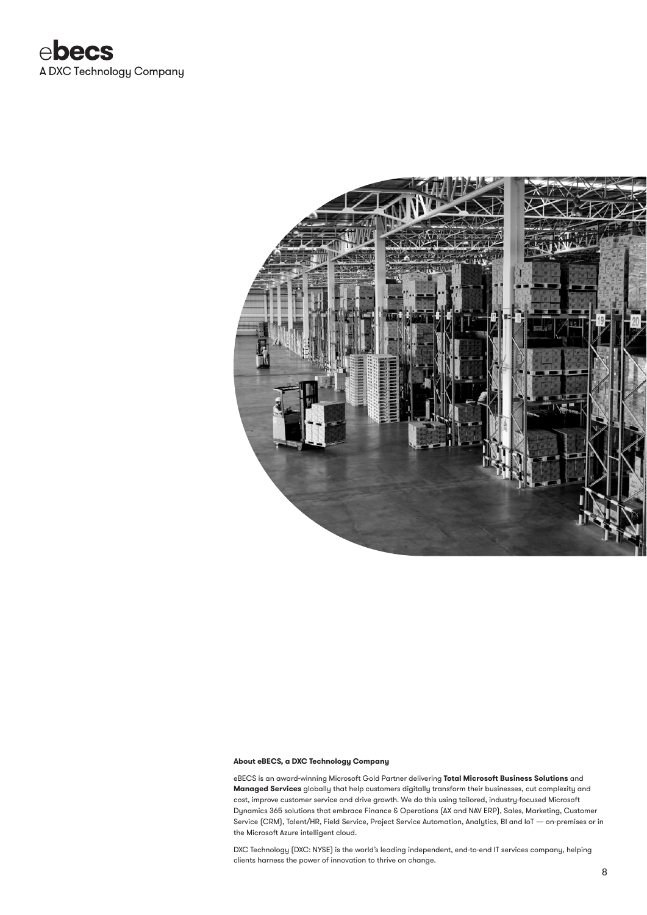ebecs
A DXC Technology Company

**About eBECS, a DXC Technology Company**

eBECS is an award-winning Microsoft Gold Partner delivering **Total Microsoft Business Solutions** and **Managed Services** globally that help customers digitally transform their businesses, cut complexity and cost, improve customer service and drive growth. We do this using tailored, industry-focused Microsoft Dynamics 365 solutions that embrace Finance & Operations (AX and NAV ERP), Sales, Marketing, Customer Service (CRM), Talent/HR, Field Service, Project Service Automation, Analytics, BI and IoT — on-premises or in the Microsoft Azure intelligent cloud.

DXC Technology (DXC: NYSE) is the world's leading independent, end-to-end IT services company, helping clients harness the power of innovation to thrive on change.